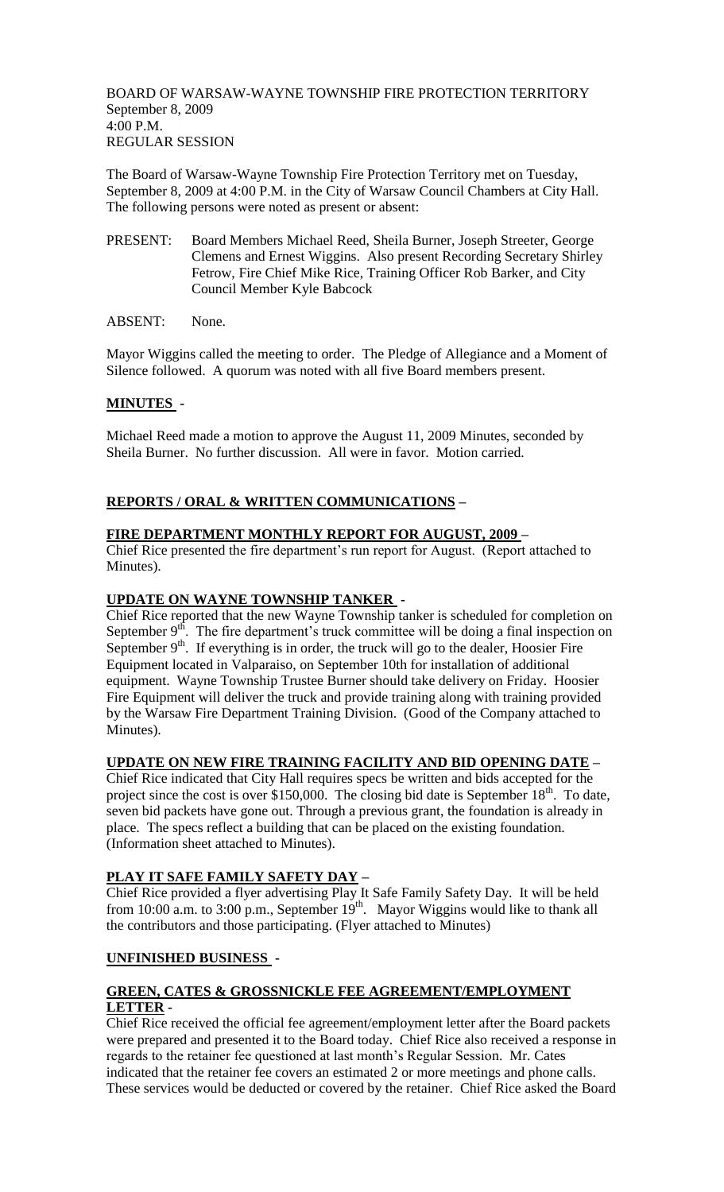BOARD OF WARSAW-WAYNE TOWNSHIP FIRE PROTECTION TERRITORY
September 8, 2009
4:00 P.M.
REGULAR SESSION

The Board of Warsaw-Wayne Township Fire Protection Territory met on Tuesday, September 8, 2009 at 4:00 P.M. in the City of Warsaw Council Chambers at City Hall. The following persons were noted as present or absent:

PRESENT: Board Members Michael Reed, Sheila Burner, Joseph Streeter, George Clemens and Ernest Wiggins. Also present Recording Secretary Shirley Fetrow, Fire Chief Mike Rice, Training Officer Rob Barker, and City Council Member Kyle Babcock

ABSENT: None.

Mayor Wiggins called the meeting to order. The Pledge of Allegiance and a Moment of Silence followed. A quorum was noted with all five Board members present.

## MINUTES -

Michael Reed made a motion to approve the August 11, 2009 Minutes, seconded by Sheila Burner. No further discussion. All were in favor. Motion carried.

## REPORTS / ORAL & WRITTEN COMMUNICATIONS –

### FIRE DEPARTMENT MONTHLY REPORT FOR AUGUST, 2009 –

Chief Rice presented the fire department's run report for August. (Report attached to Minutes).

### UPDATE ON WAYNE TOWNSHIP TANKER -

Chief Rice reported that the new Wayne Township tanker is scheduled for completion on September 9th. The fire department's truck committee will be doing a final inspection on September 9th. If everything is in order, the truck will go to the dealer, Hoosier Fire Equipment located in Valparaiso, on September 10th for installation of additional equipment. Wayne Township Trustee Burner should take delivery on Friday. Hoosier Fire Equipment will deliver the truck and provide training along with training provided by the Warsaw Fire Department Training Division. (Good of the Company attached to Minutes).

### UPDATE ON NEW FIRE TRAINING FACILITY AND BID OPENING DATE –

Chief Rice indicated that City Hall requires specs be written and bids accepted for the project since the cost is over $150,000. The closing bid date is September 18th. To date, seven bid packets have gone out. Through a previous grant, the foundation is already in place. The specs reflect a building that can be placed on the existing foundation. (Information sheet attached to Minutes).

### PLAY IT SAFE FAMILY SAFETY DAY –

Chief Rice provided a flyer advertising Play It Safe Family Safety Day. It will be held from 10:00 a.m. to 3:00 p.m., September 19th. Mayor Wiggins would like to thank all the contributors and those participating. (Flyer attached to Minutes)

## UNFINISHED BUSINESS -

### GREEN, CATES & GROSSNICKLE FEE AGREEMENT/EMPLOYMENT LETTER -

Chief Rice received the official fee agreement/employment letter after the Board packets were prepared and presented it to the Board today. Chief Rice also received a response in regards to the retainer fee questioned at last month's Regular Session. Mr. Cates indicated that the retainer fee covers an estimated 2 or more meetings and phone calls. These services would be deducted or covered by the retainer. Chief Rice asked the Board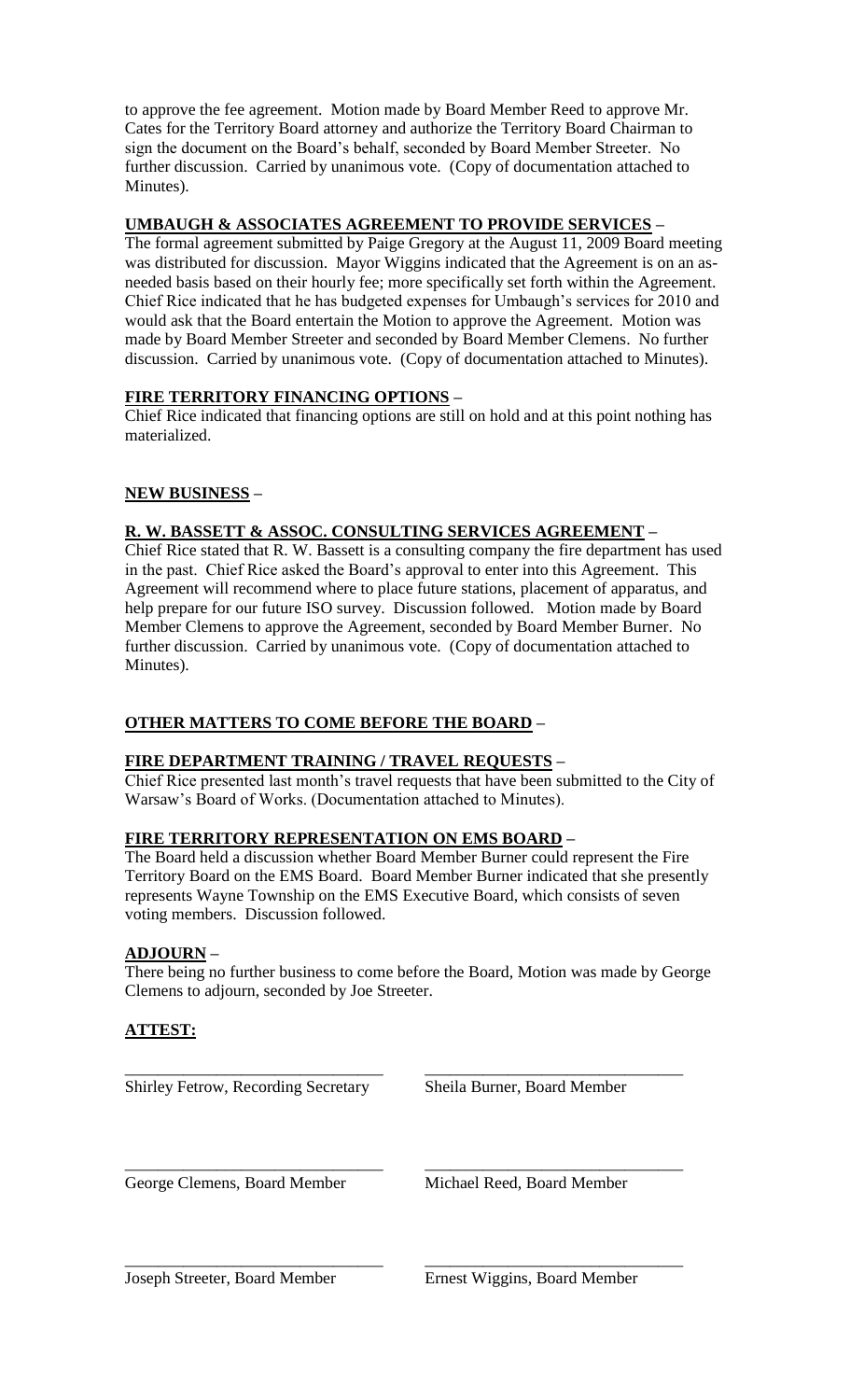to approve the fee agreement. Motion made by Board Member Reed to approve Mr. Cates for the Territory Board attorney and authorize the Territory Board Chairman to sign the document on the Board's behalf, seconded by Board Member Streeter. No further discussion. Carried by unanimous vote. (Copy of documentation attached to Minutes).

**UMBAUGH & ASSOCIATES AGREEMENT TO PROVIDE SERVICES –**

The formal agreement submitted by Paige Gregory at the August 11, 2009 Board meeting was distributed for discussion. Mayor Wiggins indicated that the Agreement is on an as-needed basis based on their hourly fee; more specifically set forth within the Agreement. Chief Rice indicated that he has budgeted expenses for Umbaugh's services for 2010 and would ask that the Board entertain the Motion to approve the Agreement. Motion was made by Board Member Streeter and seconded by Board Member Clemens. No further discussion. Carried by unanimous vote. (Copy of documentation attached to Minutes).

**FIRE TERRITORY FINANCING OPTIONS –**

Chief Rice indicated that financing options are still on hold and at this point nothing has materialized.

**NEW BUSINESS –**

**R. W. BASSETT & ASSOC. CONSULTING SERVICES AGREEMENT –**

Chief Rice stated that R. W. Bassett is a consulting company the fire department has used in the past. Chief Rice asked the Board's approval to enter into this Agreement. This Agreement will recommend where to place future stations, placement of apparatus, and help prepare for our future ISO survey. Discussion followed. Motion made by Board Member Clemens to approve the Agreement, seconded by Board Member Burner. No further discussion. Carried by unanimous vote. (Copy of documentation attached to Minutes).

**OTHER MATTERS TO COME BEFORE THE BOARD –**

**FIRE DEPARTMENT TRAINING / TRAVEL REQUESTS –**

Chief Rice presented last month's travel requests that have been submitted to the City of Warsaw's Board of Works. (Documentation attached to Minutes).

**FIRE TERRITORY REPRESENTATION ON EMS BOARD –**

The Board held a discussion whether Board Member Burner could represent the Fire Territory Board on the EMS Board. Board Member Burner indicated that she presently represents Wayne Township on the EMS Executive Board, which consists of seven voting members. Discussion followed.

**ADJOURN –**

There being no further business to come before the Board, Motion was made by George Clemens to adjourn, seconded by Joe Streeter.

**ATTEST:**

_______________________________ Shirley Fetrow, Recording Secretary

_______________________________ Sheila Burner, Board Member

_______________________________ George Clemens, Board Member

_______________________________ Michael Reed, Board Member

_______________________________ Joseph Streeter, Board Member

_______________________________ Ernest Wiggins, Board Member